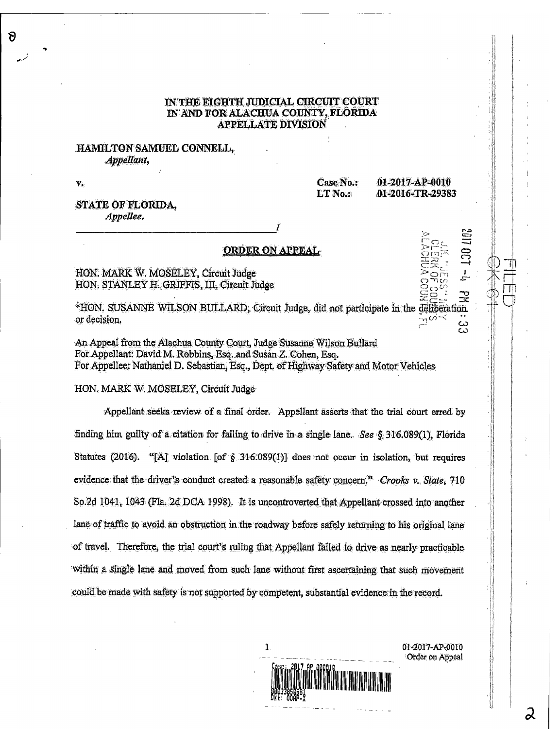IN THE EIGHTH JUDICIAL CIRCUIT COURT
IN AND FOR ALACHUA COUNTY, FLORIDA
APPELLATE DIVISION

HAMILTON SAMUEL CONNELL,
*Appellant,*

v.

Case No.: 01-2017-AP-0010
LT No.: 01-2016-TR-29383

STATE OF FLORIDA,
*Appellee.*

_____________________________________/

**ORDER ON APPEAL**

HON. MARK W. MOSELEY, Circuit Judge
HON. STANLEY H. GRIFFIS, III, Circuit Judge

*HON. SUSANNE WILSON BULLARD, Circuit Judge, did not participate in the deliberation or decision.

An Appeal from the Alachua County Court, Judge Susanne Wilson Bullard
For Appellant: David M. Robbins, Esq. and Susan Z. Cohen, Esq.
For Appellee: Nathaniel D. Sebastian, Esq., Dept. of Highway Safety and Motor Vehicles

HON. MARK W. MOSELEY, Circuit Judge

Appellant seeks review of a final order. Appellant asserts that the trial court erred by finding him guilty of a citation for failing to drive in a single lane. *See* § 316.089(1), Florida Statutes (2016). "[A] violation [of § 316.089(1)] does not occur in isolation, but requires evidence that the driver's conduct created a reasonable safety concern." *Crooks v. State*, 710 So.2d 1041, 1043 (Fla. 2d DCA 1998). It is uncontroverted that Appellant crossed into another lane of traffic to avoid an obstruction in the roadway before safely returning to his original lane of travel. Therefore, the trial court's ruling that Appellant failed to drive as nearly practicable within a single lane and moved from such lane without first ascertaining that such movement could be made with safety is not supported by competent, substantial evidence in the record.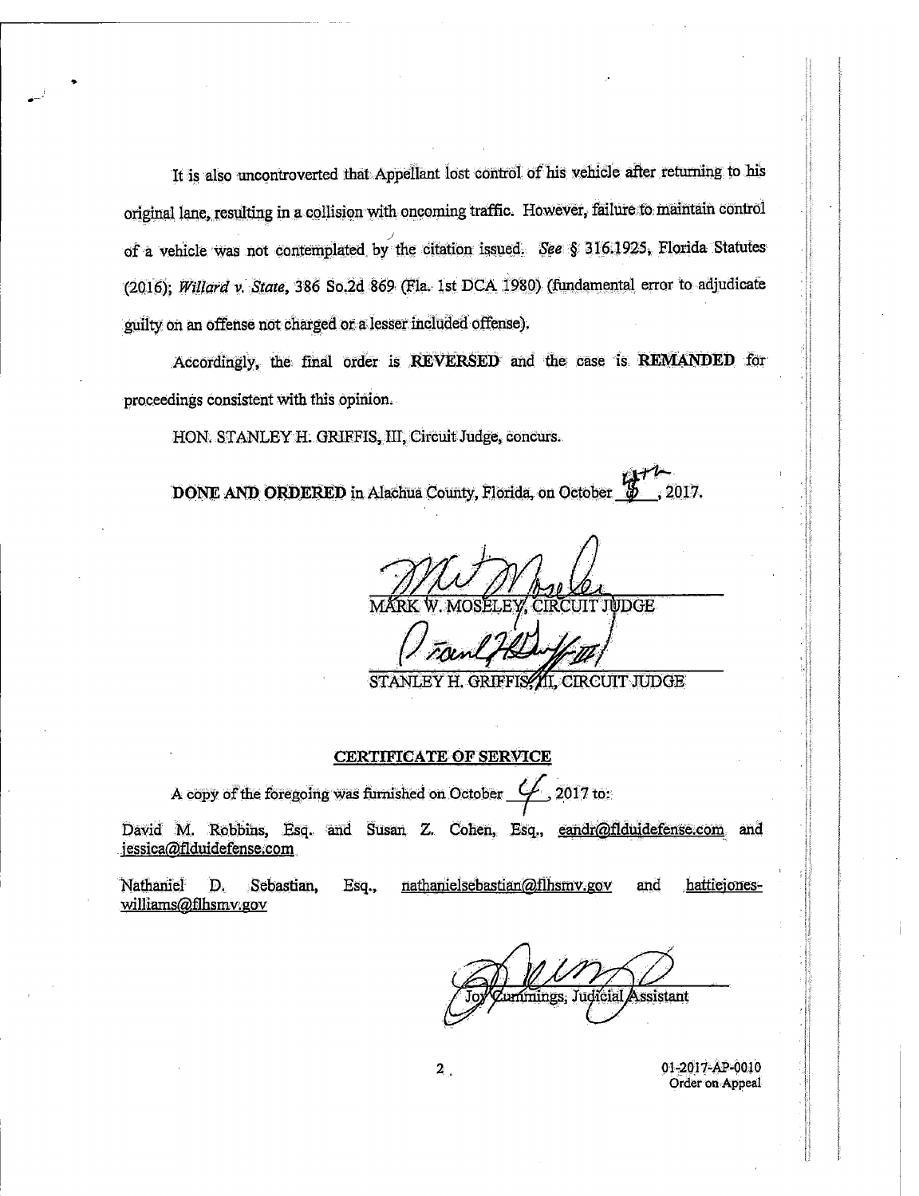It is also uncontroverted that Appellant lost control of his vehicle after returning to his original lane, resulting in a collision with oncoming traffic. However, failure to maintain control of a vehicle was not contemplated by the citation issued. *See* § 316.1925, Florida Statutes (2016); *Willard v. State*, 386 So.2d 869 (Fla. 1st DCA 1980) (fundamental error to adjudicate guilty on an offense not charged or a lesser included offense).

Accordingly, the final order is **REVERSED** and the case is **REMANDED** for proceedings consistent with this opinion.

HON. STANLEY H. GRIFFIS, III, Circuit Judge, concurs.

**DONE AND ORDERED** in Alachua County, Florida, on October 4th, 2017.

MARK W. MOSELEY, CIRCUIT JUDGE

STANLEY H. GRIFFIS, III, CIRCUIT JUDGE

**CERTIFICATE OF SERVICE**

A copy of the foregoing was furnished on October 4, 2017 to:

David M. Robbins, Esq. and Susan Z. Cohen, Esq., eandr@flduidefense.com and jessica@flduidefense.com

Nathaniel D. Sebastian, Esq., nathanielsebastian@flhsmv.gov and hattiejones-williams@flhsmv.gov

Joy Cummings, Judicial Assistant

01-2017-AP-0010
Order on Appeal